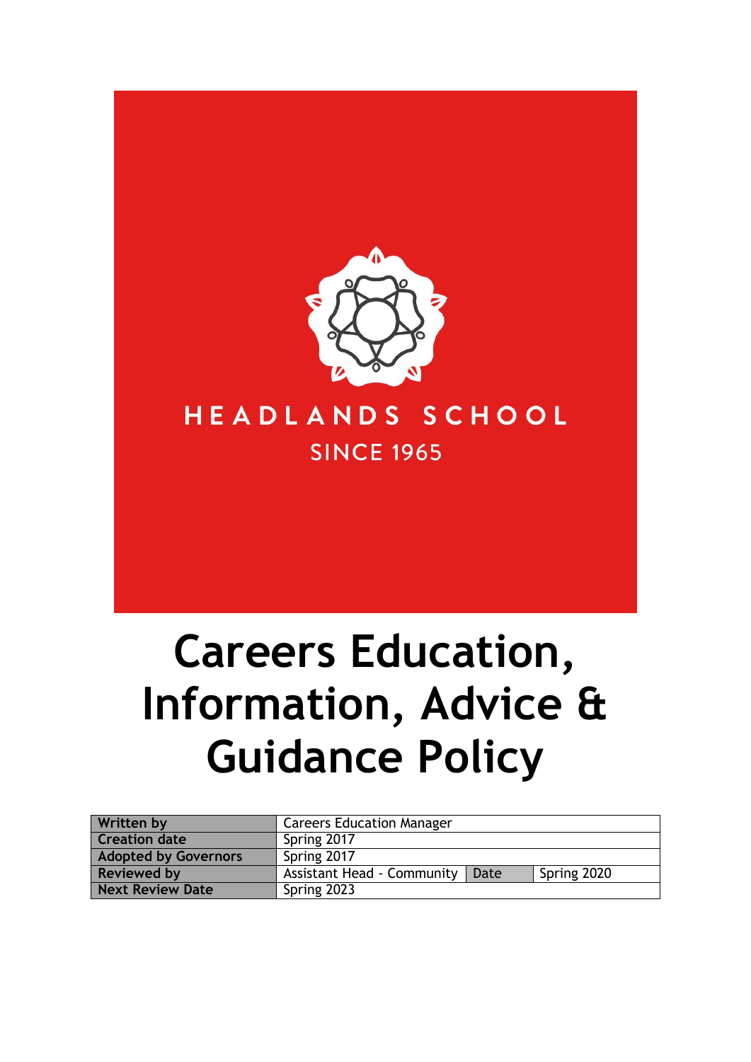HEADLANDS SCHOOL

SINCE 1965

# Careers Education, Information, Advice & Guidance Policy

| Written by | Careers Education Manager | | |
|---|---|---|---|
| Creation date | Spring 2017 | | |
| Adopted by Governors | Spring 2017 | | |
| Reviewed by | Assistant Head - Community | Date | Spring 2020 |
| Next Review Date | Spring 2023 | | |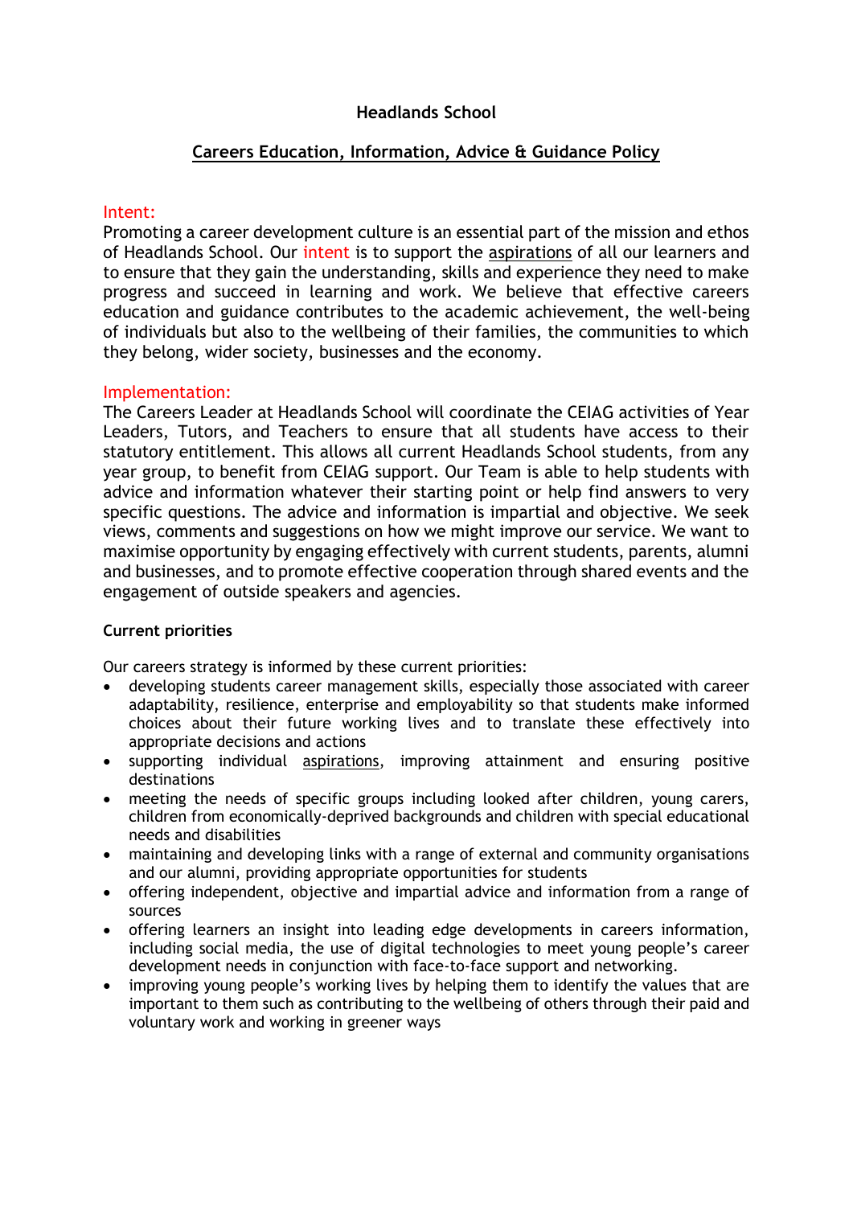**Headlands School**

**Careers Education, Information, Advice & Guidance Policy**

## Intent:

Promoting a career development culture is an essential part of the mission and ethos of Headlands School. Our intent is to support the aspirations of all our learners and to ensure that they gain the understanding, skills and experience they need to make progress and succeed in learning and work. We believe that effective careers education and guidance contributes to the academic achievement, the well-being of individuals but also to the wellbeing of their families, the communities to which they belong, wider society, businesses and the economy.

## Implementation:

The Careers Leader at Headlands School will coordinate the CEIAG activities of Year Leaders, Tutors, and Teachers to ensure that all students have access to their statutory entitlement. This allows all current Headlands School students, from any year group, to benefit from CEIAG support. Our Team is able to help students with advice and information whatever their starting point or help find answers to very specific questions. The advice and information is impartial and objective. We seek views, comments and suggestions on how we might improve our service. We want to maximise opportunity by engaging effectively with current students, parents, alumni and businesses, and to promote effective cooperation through shared events and the engagement of outside speakers and agencies.

**Current priorities**

Our careers strategy is informed by these current priorities:

- developing students career management skills, especially those associated with career adaptability, resilience, enterprise and employability so that students make informed choices about their future working lives and to translate these effectively into appropriate decisions and actions
- supporting individual aspirations, improving attainment and ensuring positive destinations
- meeting the needs of specific groups including looked after children, young carers, children from economically-deprived backgrounds and children with special educational needs and disabilities
- maintaining and developing links with a range of external and community organisations and our alumni, providing appropriate opportunities for students
- offering independent, objective and impartial advice and information from a range of sources
- offering learners an insight into leading edge developments in careers information, including social media, the use of digital technologies to meet young people's career development needs in conjunction with face-to-face support and networking.
- improving young people's working lives by helping them to identify the values that are important to them such as contributing to the wellbeing of others through their paid and voluntary work and working in greener ways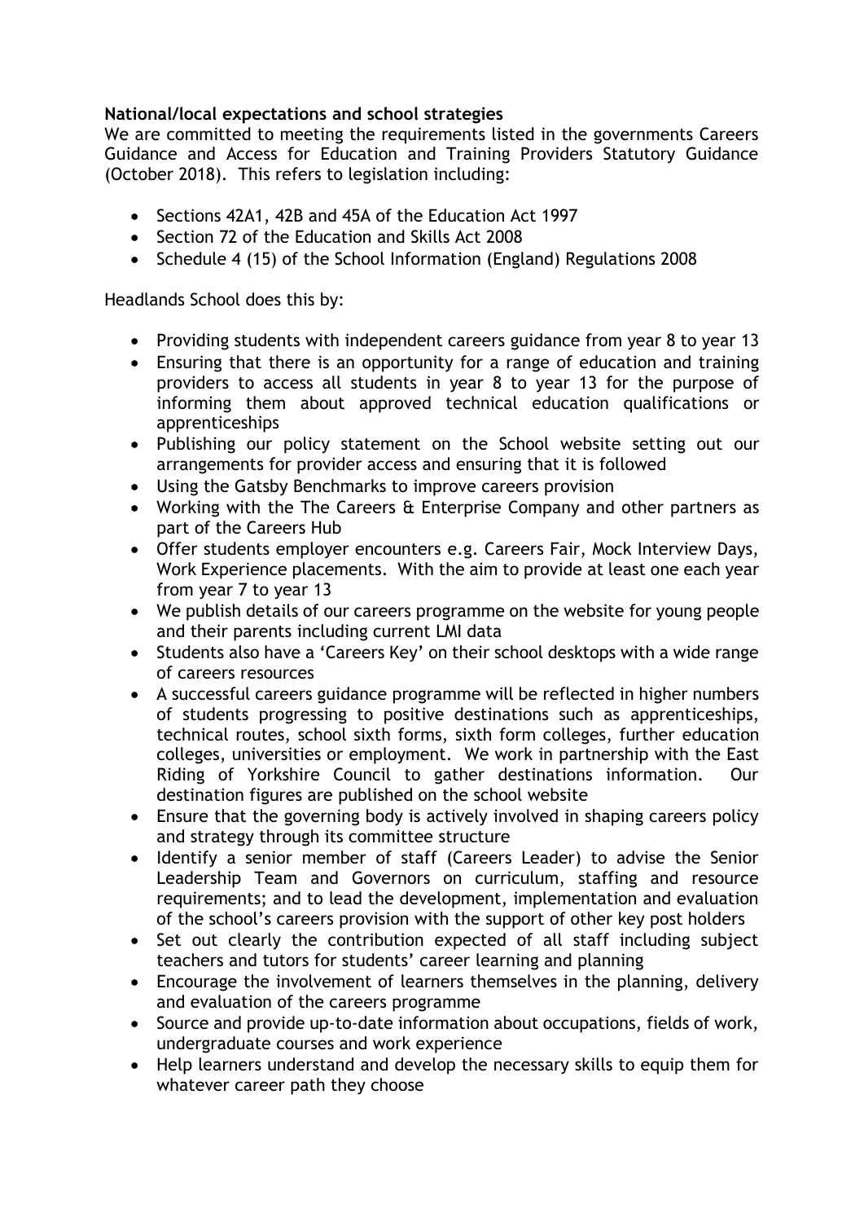**National/local expectations and school strategies**

We are committed to meeting the requirements listed in the governments Careers Guidance and Access for Education and Training Providers Statutory Guidance (October 2018). This refers to legislation including:

- Sections 42A1, 42B and 45A of the Education Act 1997
- Section 72 of the Education and Skills Act 2008
- Schedule 4 (15) of the School Information (England) Regulations 2008

Headlands School does this by:

- Providing students with independent careers guidance from year 8 to year 13
- Ensuring that there is an opportunity for a range of education and training providers to access all students in year 8 to year 13 for the purpose of informing them about approved technical education qualifications or apprenticeships
- Publishing our policy statement on the School website setting out our arrangements for provider access and ensuring that it is followed
- Using the Gatsby Benchmarks to improve careers provision
- Working with the The Careers & Enterprise Company and other partners as part of the Careers Hub
- Offer students employer encounters e.g. Careers Fair, Mock Interview Days, Work Experience placements. With the aim to provide at least one each year from year 7 to year 13
- We publish details of our careers programme on the website for young people and their parents including current LMI data
- Students also have a 'Careers Key' on their school desktops with a wide range of careers resources
- A successful careers guidance programme will be reflected in higher numbers of students progressing to positive destinations such as apprenticeships, technical routes, school sixth forms, sixth form colleges, further education colleges, universities or employment. We work in partnership with the East Riding of Yorkshire Council to gather destinations information. Our destination figures are published on the school website
- Ensure that the governing body is actively involved in shaping careers policy and strategy through its committee structure
- Identify a senior member of staff (Careers Leader) to advise the Senior Leadership Team and Governors on curriculum, staffing and resource requirements; and to lead the development, implementation and evaluation of the school's careers provision with the support of other key post holders
- Set out clearly the contribution expected of all staff including subject teachers and tutors for students' career learning and planning
- Encourage the involvement of learners themselves in the planning, delivery and evaluation of the careers programme
- Source and provide up-to-date information about occupations, fields of work, undergraduate courses and work experience
- Help learners understand and develop the necessary skills to equip them for whatever career path they choose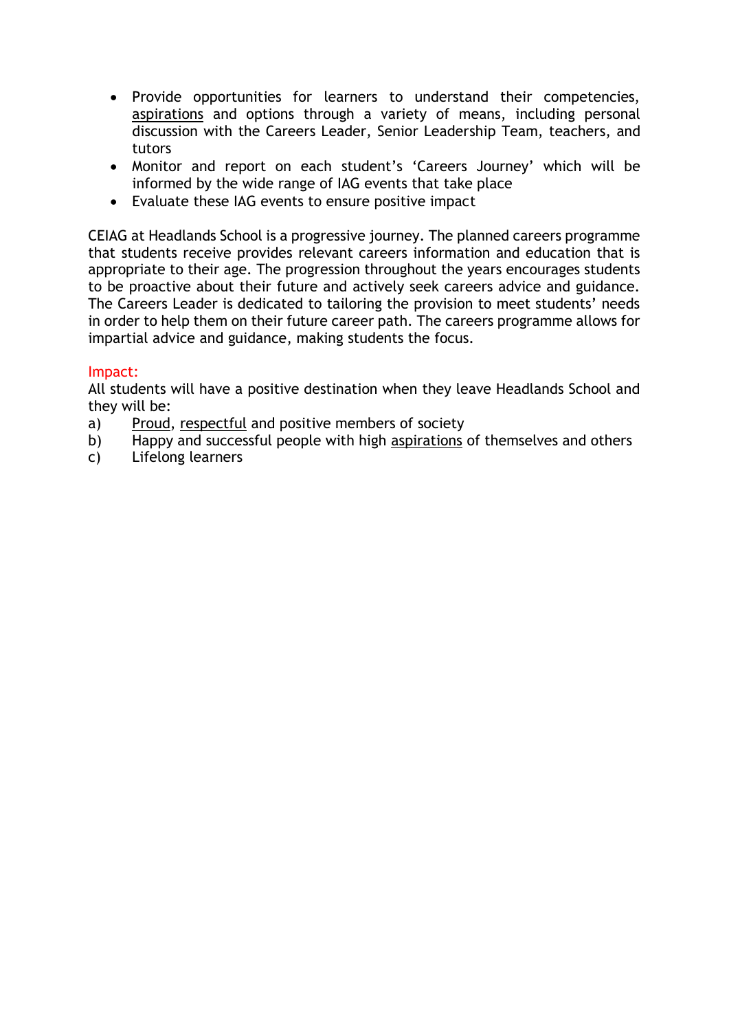- Provide opportunities for learners to understand their competencies, aspirations and options through a variety of means, including personal discussion with the Careers Leader, Senior Leadership Team, teachers, and tutors
- Monitor and report on each student's 'Careers Journey' which will be informed by the wide range of IAG events that take place
- Evaluate these IAG events to ensure positive impact

CEIAG at Headlands School is a progressive journey. The planned careers programme that students receive provides relevant careers information and education that is appropriate to their age. The progression throughout the years encourages students to be proactive about their future and actively seek careers advice and guidance. The Careers Leader is dedicated to tailoring the provision to meet students' needs in order to help them on their future career path. The careers programme allows for impartial advice and guidance, making students the focus.

Impact:

All students will have a positive destination when they leave Headlands School and they will be:

a) Proud, respectful and positive members of society
b) Happy and successful people with high aspirations of themselves and others
c) Lifelong learners